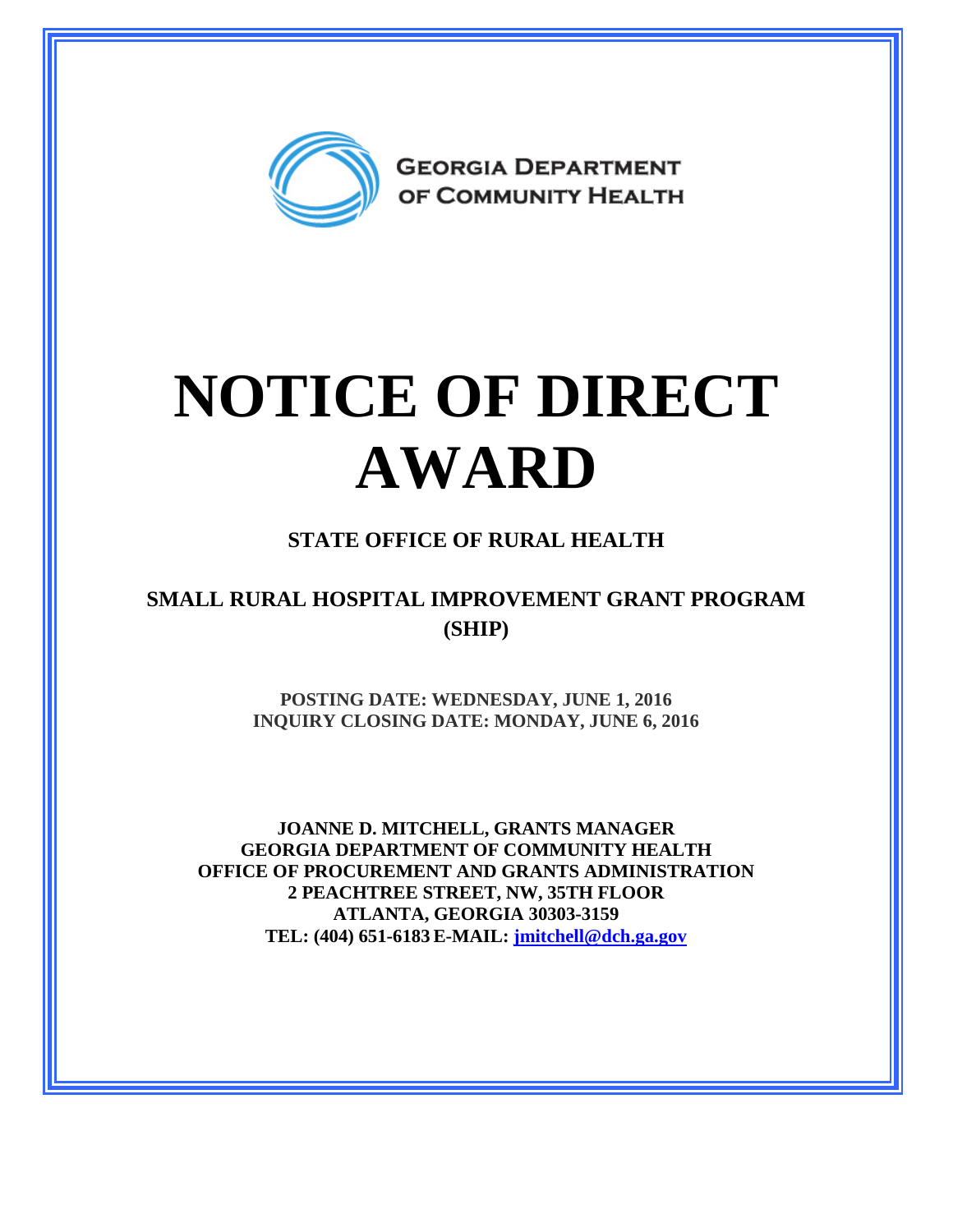GEORGIA DEPARTMENT OF COMMUNITY HEALTH

# NOTICE OF DIRECT AWARD

## STATE OFFICE OF RURAL HEALTH

## SMALL RURAL HOSPITAL IMPROVEMENT GRANT PROGRAM (SHIP)

**POSTING DATE: WEDNESDAY, JUNE 1, 2016**
**INQUIRY CLOSING DATE: MONDAY, JUNE 6, 2016**

**JOANNE D. MITCHELL, GRANTS MANAGER**
**GEORGIA DEPARTMENT OF COMMUNITY HEALTH**
**OFFICE OF PROCUREMENT AND GRANTS ADMINISTRATION**
**2 PEACHTREE STREET, NW, 35TH FLOOR**
**ATLANTA, GEORGIA 30303-3159**
**TEL: (404) 651-6183 E-MAIL: jmitchell@dch.ga.gov**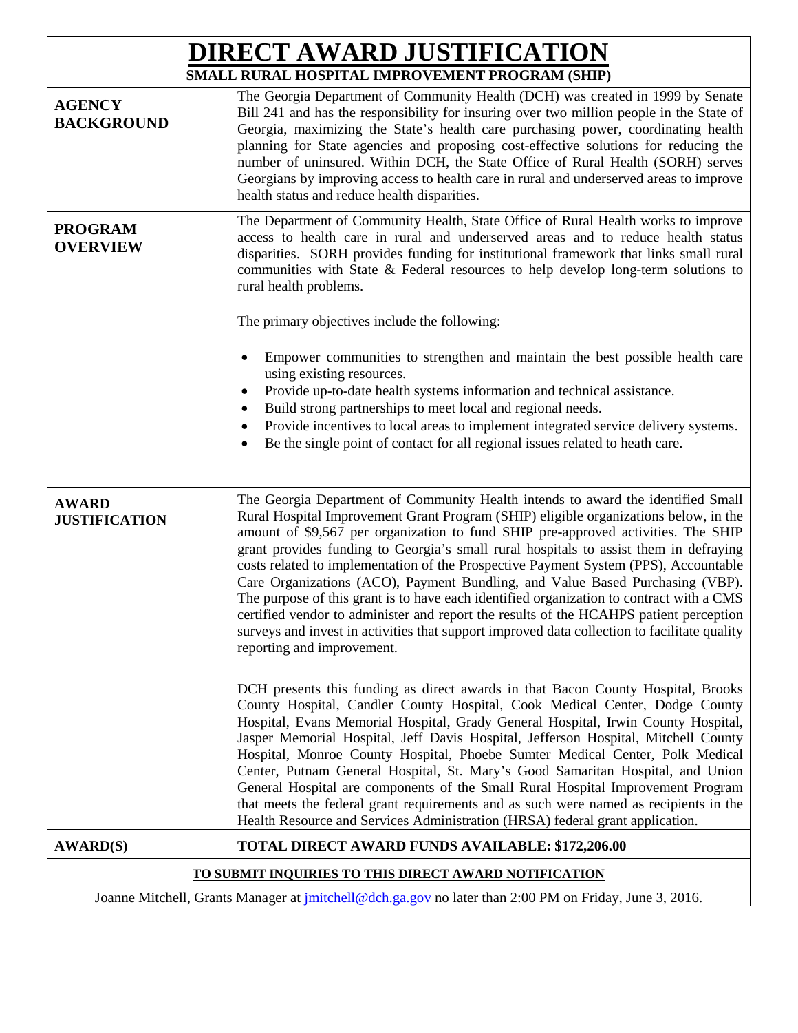# DIRECT AWARD JUSTIFICATION

## SMALL RURAL HOSPITAL IMPROVEMENT PROGRAM (SHIP)

| | |
|---|---|
| **AGENCY BACKGROUND** | The Georgia Department of Community Health (DCH) was created in 1999 by Senate Bill 241 and has the responsibility for insuring over two million people in the State of Georgia, maximizing the State's health care purchasing power, coordinating health planning for State agencies and proposing cost-effective solutions for reducing the number of uninsured. Within DCH, the State Office of Rural Health (SORH) serves Georgians by improving access to health care in rural and underserved areas to improve health status and reduce health disparities. |
| **PROGRAM OVERVIEW** | The Department of Community Health, State Office of Rural Health works to improve access to health care in rural and underserved areas and to reduce health status disparities. SORH provides funding for institutional framework that links small rural communities with State & Federal resources to help develop long-term solutions to rural health problems.<br><br>The primary objectives include the following:<br><br>• Empower communities to strengthen and maintain the best possible health care using existing resources.<br>• Provide up-to-date health systems information and technical assistance.<br>• Build strong partnerships to meet local and regional needs.<br>• Provide incentives to local areas to implement integrated service delivery systems.<br>• Be the single point of contact for all regional issues related to heath care. |
| **AWARD JUSTIFICATION** | The Georgia Department of Community Health intends to award the identified Small Rural Hospital Improvement Grant Program (SHIP) eligible organizations below, in the amount of $9,567 per organization to fund SHIP pre-approved activities. The SHIP grant provides funding to Georgia's small rural hospitals to assist them in defraying costs related to implementation of the Prospective Payment System (PPS), Accountable Care Organizations (ACO), Payment Bundling, and Value Based Purchasing (VBP). The purpose of this grant is to have each identified organization to contract with a CMS certified vendor to administer and report the results of the HCAHPS patient perception surveys and invest in activities that support improved data collection to facilitate quality reporting and improvement.<br><br>DCH presents this funding as direct awards in that Bacon County Hospital, Brooks County Hospital, Candler County Hospital, Cook Medical Center, Dodge County Hospital, Evans Memorial Hospital, Grady General Hospital, Irwin County Hospital, Jasper Memorial Hospital, Jeff Davis Hospital, Jefferson Hospital, Mitchell County Hospital, Monroe County Hospital, Phoebe Sumter Medical Center, Polk Medical Center, Putnam General Hospital, St. Mary's Good Samaritan Hospital, and Union General Hospital are components of the Small Rural Hospital Improvement Program that meets the federal grant requirements and as such were named as recipients in the Health Resource and Services Administration (HRSA) federal grant application. |
| **AWARD(S)** | **TOTAL DIRECT AWARD FUNDS AVAILABLE: $172,206.00** |

**TO SUBMIT INQUIRIES TO THIS DIRECT AWARD NOTIFICATION**

Joanne Mitchell, Grants Manager at jmitchell@dch.ga.gov no later than 2:00 PM on Friday, June 3, 2016.